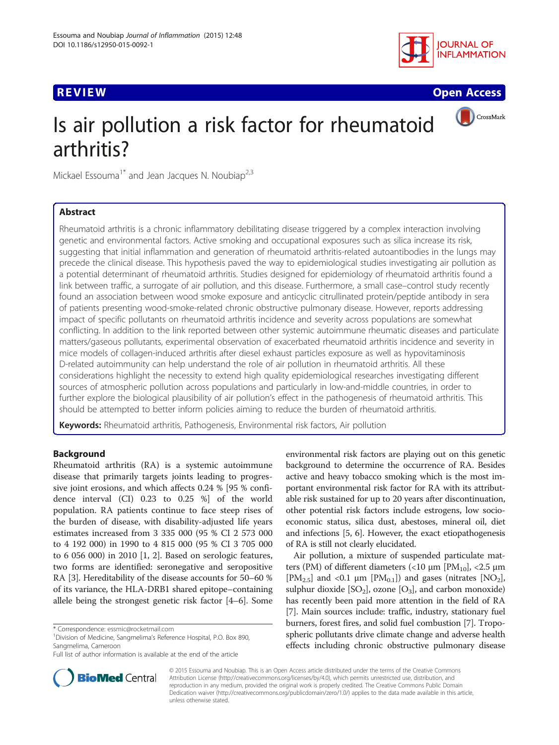**REVIEW** **Open Access**

# Is air pollution a risk factor for rheumatoid arthritis?

Mickael Essouma[1*] and Jean Jacques N. Noubiap[2,3]

## Abstract

Rheumatoid arthritis is a chronic inflammatory debilitating disease triggered by a complex interaction involving genetic and environmental factors. Active smoking and occupational exposures such as silica increase its risk, suggesting that initial inflammation and generation of rheumatoid arthritis-related autoantibodies in the lungs may precede the clinical disease. This hypothesis paved the way to epidemiological studies investigating air pollution as a potential determinant of rheumatoid arthritis. Studies designed for epidemiology of rheumatoid arthritis found a link between traffic, a surrogate of air pollution, and this disease. Furthermore, a small case–control study recently found an association between wood smoke exposure and anticyclic citrullinated protein/peptide antibody in sera of patients presenting wood-smoke-related chronic obstructive pulmonary disease. However, reports addressing impact of specific pollutants on rheumatoid arthritis incidence and severity across populations are somewhat conflicting. In addition to the link reported between other systemic autoimmune rheumatic diseases and particulate matters/gaseous pollutants, experimental observation of exacerbated rheumatoid arthritis incidence and severity in mice models of collagen-induced arthritis after diesel exhaust particles exposure as well as hypovitaminosis D-related autoimmunity can help understand the role of air pollution in rheumatoid arthritis. All these considerations highlight the necessity to extend high quality epidemiological researches investigating different sources of atmospheric pollution across populations and particularly in low-and-middle countries, in order to further explore the biological plausibility of air pollution's effect in the pathogenesis of rheumatoid arthritis. This should be attempted to better inform policies aiming to reduce the burden of rheumatoid arthritis.

**Keywords:** Rheumatoid arthritis, Pathogenesis, Environmental risk factors, Air pollution

## Background

Rheumatoid arthritis (RA) is a systemic autoimmune disease that primarily targets joints leading to progressive joint erosions, and which affects 0.24 % [95 % confidence interval (CI) 0.23 to 0.25 %] of the world population. RA patients continue to face steep rises of the burden of disease, with disability-adjusted life years estimates increased from 3 335 000 (95 % CI 2 573 000 to 4 192 000) in 1990 to 4 815 000 (95 % CI 3 705 000 to 6 056 000) in 2010 [1, 2]. Based on serologic features, two forms are identified: seronegative and seropositive RA [3]. Hereditability of the disease accounts for 50–60 % of its variance, the HLA-DRB1 shared epitope–containing allele being the strongest genetic risk factor [4–6]. Some environmental risk factors are playing out on this genetic background to determine the occurrence of RA. Besides active and heavy tobacco smoking which is the most important environmental risk factor for RA with its attributable risk sustained for up to 20 years after discontinuation, other potential risk factors include estrogens, low socio-economic status, silica dust, abestoses, mineral oil, diet and infections [5, 6]. However, the exact etiopathogenesis of RA is still not clearly elucidated.

Air pollution, a mixture of suspended particulate matters (PM) of different diameters (<10 µm [$PM_{10}$], <2.5 µm [$PM_{2.5}$] and <0.1 µm [$PM_{0.1}$]) and gases (nitrates [$NO_2$], sulphur dioxide [$SO_2$], ozone [$O_3$], and carbon monoxide) has recently been paid more attention in the field of RA [7]. Main sources include: traffic, industry, stationary fuel burners, forest fires, and solid fuel combustion [7]. Tropospheric pollutants drive climate change and adverse health effects including chronic obstructive pulmonary disease

\* Correspondence: essmic@rocketmail.com
[1]Division of Medicine, Sangmelima's Reference Hospital, P.O. Box 890, Sangmelima, Cameroon
Full list of author information is available at the end of the article

© 2015 Essouma and Noubiap. This is an Open Access article distributed under the terms of the Creative Commons Attribution License (http://creativecommons.org/licenses/by/4.0), which permits unrestricted use, distribution, and reproduction in any medium, provided the original work is properly credited. The Creative Commons Public Domain Dedication waiver (http://creativecommons.org/publicdomain/zero/1.0/) applies to the data made available in this article, unless otherwise stated.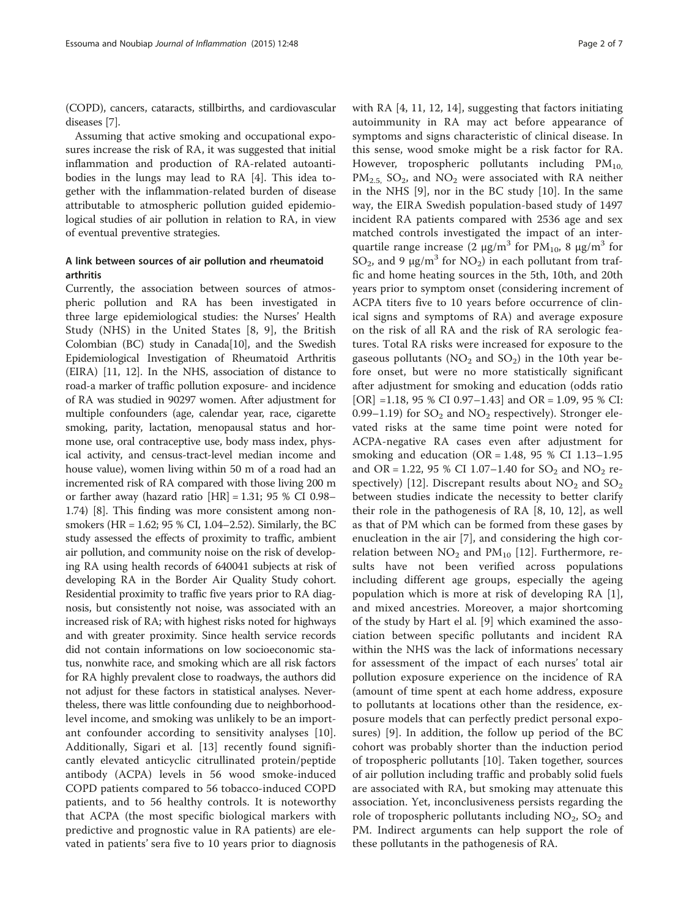(COPD), cancers, cataracts, stillbirths, and cardiovascular diseases [7].

Assuming that active smoking and occupational exposures increase the risk of RA, it was suggested that initial inflammation and production of RA-related autoantibodies in the lungs may lead to RA [4]. This idea together with the inflammation-related burden of disease attributable to atmospheric pollution guided epidemiological studies of air pollution in relation to RA, in view of eventual preventive strategies.

## A link between sources of air pollution and rheumatoid arthritis

Currently, the association between sources of atmospheric pollution and RA has been investigated in three large epidemiological studies: the Nurses' Health Study (NHS) in the United States [8, 9], the British Colombian (BC) study in Canada[10], and the Swedish Epidemiological Investigation of Rheumatoid Arthritis (EIRA) [11, 12]. In the NHS, association of distance to road-a marker of traffic pollution exposure- and incidence of RA was studied in 90297 women. After adjustment for multiple confounders (age, calendar year, race, cigarette smoking, parity, lactation, menopausal status and hormone use, oral contraceptive use, body mass index, physical activity, and census-tract-level median income and house value), women living within 50 m of a road had an incremented risk of RA compared with those living 200 m or farther away (hazard ratio [HR] = 1.31; 95 % CI 0.98–1.74) [8]. This finding was more consistent among nonsmokers (HR = 1.62; 95 % CI, 1.04–2.52). Similarly, the BC study assessed the effects of proximity to traffic, ambient air pollution, and community noise on the risk of developing RA using health records of 640041 subjects at risk of developing RA in the Border Air Quality Study cohort. Residential proximity to traffic five years prior to RA diagnosis, but consistently not noise, was associated with an increased risk of RA; with highest risks noted for highways and with greater proximity. Since health service records did not contain informations on low socioeconomic status, nonwhite race, and smoking which are all risk factors for RA highly prevalent close to roadways, the authors did not adjust for these factors in statistical analyses. Nevertheless, there was little confounding due to neighborhood-level income, and smoking was unlikely to be an important confounder according to sensitivity analyses [10]. Additionally, Sigari et al. [13] recently found significantly elevated anticyclic citrullinated protein/peptide antibody (ACPA) levels in 56 wood smoke-induced COPD patients compared to 56 tobacco-induced COPD patients, and to 56 healthy controls. It is noteworthy that ACPA (the most specific biological markers with predictive and prognostic value in RA patients) are elevated in patients' sera five to 10 years prior to diagnosis with RA [4, 11, 12, 14], suggesting that factors initiating autoimmunity in RA may act before appearance of symptoms and signs characteristic of clinical disease. In this sense, wood smoke might be a risk factor for RA. However, tropospheric pollutants including $PM_{10,}$ $PM_{2.5,}$ $SO_2$, and $NO_2$ were associated with RA neither in the NHS [9], nor in the BC study [10]. In the same way, the EIRA Swedish population-based study of 1497 incident RA patients compared with 2536 age and sex matched controls investigated the impact of an interquartile range increase (2 $\mu g/m^3$ for $PM_{10}$, 8 $\mu g/m^3$ for $SO_2$, and 9 $\mu g/m^3$ for $NO_2$) in each pollutant from traffic and home heating sources in the 5th, 10th, and 20th years prior to symptom onset (considering increment of ACPA titers five to 10 years before occurrence of clinical signs and symptoms of RA) and average exposure on the risk of all RA and the risk of RA serologic features. Total RA risks were increased for exposure to the gaseous pollutants ($NO_2$ and $SO_2$) in the 10th year before onset, but were no more statistically significant after adjustment for smoking and education (odds ratio [OR] =1.18, 95 % CI 0.97–1.43] and OR = 1.09, 95 % CI: 0.99–1.19) for $SO_2$ and $NO_2$ respectively). Stronger elevated risks at the same time point were noted for ACPA-negative RA cases even after adjustment for smoking and education (OR = 1.48, 95 % CI 1.13–1.95 and OR = 1.22, 95 % CI 1.07–1.40 for $SO_2$ and $NO_2$ respectively) [12]. Discrepant results about $NO_2$ and $SO_2$ between studies indicate the necessity to better clarify their role in the pathogenesis of RA [8, 10, 12], as well as that of PM which can be formed from these gases by enucleation in the air [7], and considering the high correlation between $NO_2$ and $PM_{10}$ [12]. Furthermore, results have not been verified across populations including different age groups, especially the ageing population which is more at risk of developing RA [1], and mixed ancestries. Moreover, a major shortcoming of the study by Hart el al. [9] which examined the association between specific pollutants and incident RA within the NHS was the lack of informations necessary for assessment of the impact of each nurses' total air pollution exposure experience on the incidence of RA (amount of time spent at each home address, exposure to pollutants at locations other than the residence, exposure models that can perfectly predict personal exposures) [9]. In addition, the follow up period of the BC cohort was probably shorter than the induction period of tropospheric pollutants [10]. Taken together, sources of air pollution including traffic and probably solid fuels are associated with RA, but smoking may attenuate this association. Yet, inconclusiveness persists regarding the role of tropospheric pollutants including $NO_2$, $SO_2$ and PM. Indirect arguments can help support the role of these pollutants in the pathogenesis of RA.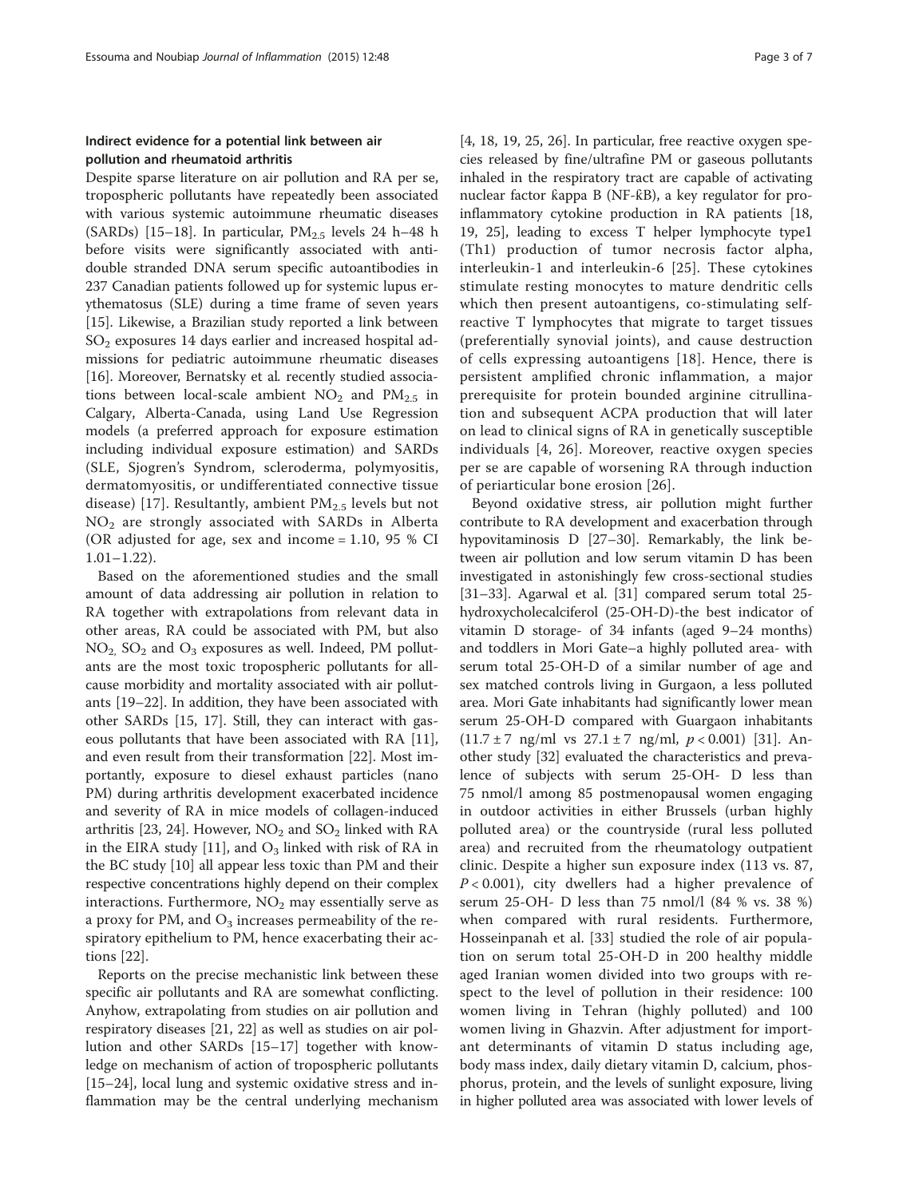## Indirect evidence for a potential link between air pollution and rheumatoid arthritis

Despite sparse literature on air pollution and RA per se, tropospheric pollutants have repeatedly been associated with various systemic autoimmune rheumatic diseases (SARDs) [15–18]. In particular, $PM_{2.5}$ levels 24 h–48 h before visits were significantly associated with anti-double stranded DNA serum specific autoantibodies in 237 Canadian patients followed up for systemic lupus erythematosus (SLE) during a time frame of seven years [15]. Likewise, a Brazilian study reported a link between $SO_2$ exposures 14 days earlier and increased hospital admissions for pediatric autoimmune rheumatic diseases [16]. Moreover, Bernatsky et al. recently studied associations between local-scale ambient $NO_2$ and $PM_{2.5}$ in Calgary, Alberta-Canada, using Land Use Regression models (a preferred approach for exposure estimation including individual exposure estimation) and SARDs (SLE, Sjogren's Syndrom, scleroderma, polymyositis, dermatomyositis, or undifferentiated connective tissue disease) [17]. Resultantly, ambient $PM_{2.5}$ levels but not $NO_2$ are strongly associated with SARDs in Alberta (OR adjusted for age, sex and income = 1.10, 95 % CI 1.01–1.22).

Based on the aforementioned studies and the small amount of data addressing air pollution in relation to RA together with extrapolations from relevant data in other areas, RA could be associated with PM, but also $NO_2$, $SO_2$ and $O_3$ exposures as well. Indeed, PM pollutants are the most toxic tropospheric pollutants for all-cause morbidity and mortality associated with air pollutants [19–22]. In addition, they have been associated with other SARDs [15, 17]. Still, they can interact with gaseous pollutants that have been associated with RA [11], and even result from their transformation [22]. Most importantly, exposure to diesel exhaust particles (nano PM) during arthritis development exacerbated incidence and severity of RA in mice models of collagen-induced arthritis [23, 24]. However, $NO_2$ and $SO_2$ linked with RA in the EIRA study [11], and $O_3$ linked with risk of RA in the BC study [10] all appear less toxic than PM and their respective concentrations highly depend on their complex interactions. Furthermore, $NO_2$ may essentially serve as a proxy for PM, and $O_3$ increases permeability of the respiratory epithelium to PM, hence exacerbating their actions [22].

Reports on the precise mechanistic link between these specific air pollutants and RA are somewhat conflicting. Anyhow, extrapolating from studies on air pollution and respiratory diseases [21, 22] as well as studies on air pollution and other SARDs [15–17] together with knowledge on mechanism of action of tropospheric pollutants [15–24], local lung and systemic oxidative stress and inflammation may be the central underlying mechanism [4, 18, 19, 25, 26]. In particular, free reactive oxygen species released by fine/ultrafine PM or gaseous pollutants inhaled in the respiratory tract are capable of activating nuclear factor ƙappa B (NF-ƙB), a key regulator for pro-inflammatory cytokine production in RA patients [18, 19, 25], leading to excess T helper lymphocyte type1 (Th1) production of tumor necrosis factor alpha, interleukin-1 and interleukin-6 [25]. These cytokines stimulate resting monocytes to mature dendritic cells which then present autoantigens, co-stimulating self-reactive T lymphocytes that migrate to target tissues (preferentially synovial joints), and cause destruction of cells expressing autoantigens [18]. Hence, there is persistent amplified chronic inflammation, a major prerequisite for protein bounded arginine citrullination and subsequent ACPA production that will later on lead to clinical signs of RA in genetically susceptible individuals [4, 26]. Moreover, reactive oxygen species per se are capable of worsening RA through induction of periarticular bone erosion [26].

Beyond oxidative stress, air pollution might further contribute to RA development and exacerbation through hypovitaminosis D [27–30]. Remarkably, the link between air pollution and low serum vitamin D has been investigated in astonishingly few cross-sectional studies [31–33]. Agarwal et al. [31] compared serum total 25-hydroxycholecalciferol (25-OH-D)-the best indicator of vitamin D storage- of 34 infants (aged 9–24 months) and toddlers in Mori Gate–a highly polluted area- with serum total 25-OH-D of a similar number of age and sex matched controls living in Gurgaon, a less polluted area. Mori Gate inhabitants had significantly lower mean serum 25-OH-D compared with Guargaon inhabitants (11.7 ± 7 ng/ml vs 27.1 ± 7 ng/ml, $p < 0.001$) [31]. Another study [32] evaluated the characteristics and prevalence of subjects with serum 25-OH- D less than 75 nmol/l among 85 postmenopausal women engaging in outdoor activities in either Brussels (urban highly polluted area) or the countryside (rural less polluted area) and recruited from the rheumatology outpatient clinic. Despite a higher sun exposure index (113 vs. 87, $P < 0.001$), city dwellers had a higher prevalence of serum 25-OH- D less than 75 nmol/l (84 % vs. 38 %) when compared with rural residents. Furthermore, Hosseinpanah et al. [33] studied the role of air population on serum total 25-OH-D in 200 healthy middle aged Iranian women divided into two groups with respect to the level of pollution in their residence: 100 women living in Tehran (highly polluted) and 100 women living in Ghazvin. After adjustment for important determinants of vitamin D status including age, body mass index, daily dietary vitamin D, calcium, phosphorus, protein, and the levels of sunlight exposure, living in higher polluted area was associated with lower levels of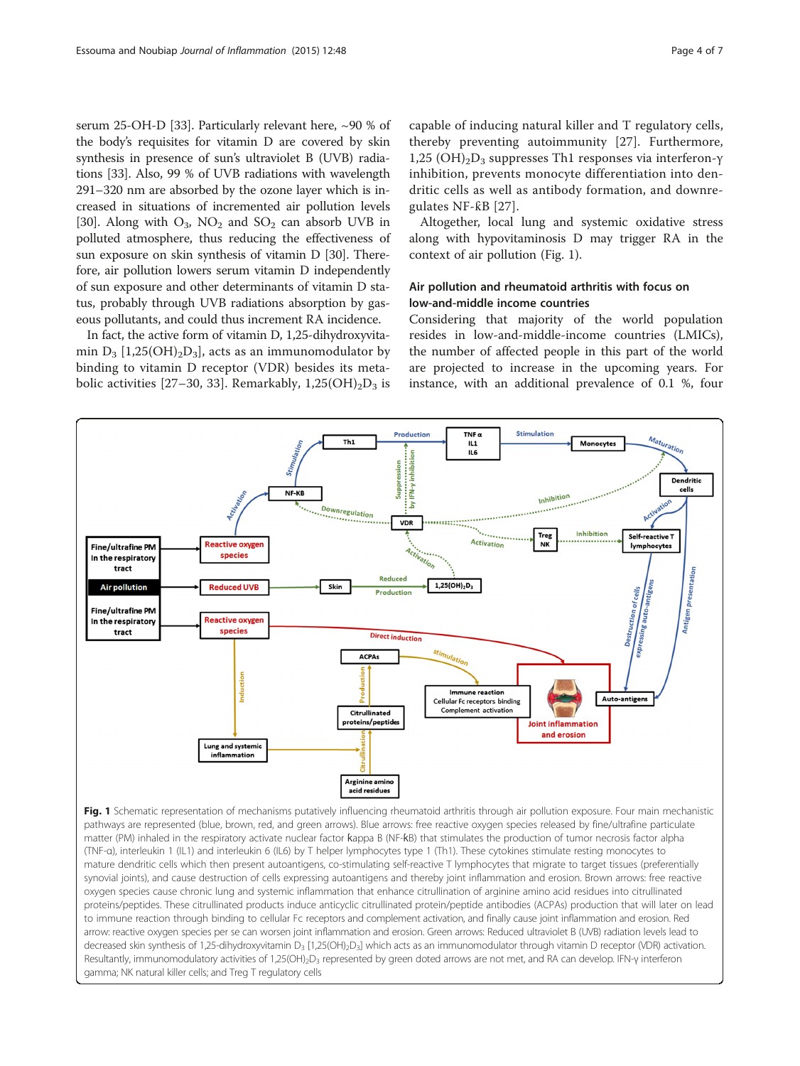serum 25-OH-D [33]. Particularly relevant here, ~90 % of the body's requisites for vitamin D are covered by skin synthesis in presence of sun's ultraviolet B (UVB) radiations [33]. Also, 99 % of UVB radiations with wavelength 291–320 nm are absorbed by the ozone layer which is increased in situations of incremented air pollution levels [30]. Along with $O_3$, $NO_2$ and $SO_2$ can absorb UVB in polluted atmosphere, thus reducing the effectiveness of sun exposure on skin synthesis of vitamin D [30]. Therefore, air pollution lowers serum vitamin D independently of sun exposure and other determinants of vitamin D status, probably through UVB radiations absorption by gaseous pollutants, and could thus increment RA incidence.

In fact, the active form of vitamin D, 1,25-dihydroxyvitamin $D_3$ [$1,25(OH)_2D_3$], acts as an immunomodulator by binding to vitamin D receptor (VDR) besides its metabolic activities [27–30, 33]. Remarkably, $1,25(OH)_2D_3$ is capable of inducing natural killer and T regulatory cells, thereby preventing autoimmunity [27]. Furthermore, $1,25(OH)_2D_3$ suppresses Th1 responses via interferon-γ inhibition, prevents monocyte differentiation into dendritic cells as well as antibody formation, and downregulates NF-ĸB [27].

Altogether, local lung and systemic oxidative stress along with hypovitaminosis D may trigger RA in the context of air pollution (Fig. 1).

### Air pollution and rheumatoid arthritis with focus on low-and-middle income countries

Considering that majority of the world population resides in low-and-middle-income countries (LMICs), the number of affected people in this part of the world are projected to increase in the upcoming years. For instance, with an additional prevalence of 0.1 %, four

**Fig. 1** Schematic representation of mechanisms putatively influencing rheumatoid arthritis through air pollution exposure. Four main mechanistic pathways are represented (blue, brown, red, and green arrows). Blue arrows: free reactive oxygen species released by fine/ultrafine particulate matter (PM) inhaled in the respiratory activate nuclear factor kappa B (NF-ĸB) that stimulates the production of tumor necrosis factor alpha (TNF-α), interleukin 1 (IL1) and interleukin 6 (IL6) by T helper lymphocytes type 1 (Th1). These cytokines stimulate resting monocytes to mature dendritic cells which then present autoantigens, co-stimulating self-reactive T lymphocytes that migrate to target tissues (preferentially synovial joints), and cause destruction of cells expressing autoantigens and thereby joint inflammation and erosion. Brown arrows: free reactive oxygen species cause chronic lung and systemic inflammation that enhance citrullination of arginine amino acid residues into citrullinated proteins/peptides. These citrullinated products induce anticyclic citrullinated protein/peptide antibodies (ACPAs) production that will later on lead to immune reaction through binding to cellular Fc receptors and complement activation, and finally cause joint inflammation and erosion. Red arrow: reactive oxygen species per se can worsen joint inflammation and erosion. Green arrows: Reduced ultraviolet B (UVB) radiation levels lead to decreased skin synthesis of 1,25-dihydroxyvitamin $D_3$ [$1,25(OH)_2D_3$] which acts as an immunomodulator through vitamin D receptor (VDR) activation. Resultantly, immunomodulatory activities of $1,25(OH)_2D_3$ represented by green doted arrows are not met, and RA can develop. IFN-γ interferon gamma; NK natural killer cells; and Treg T regulatory cells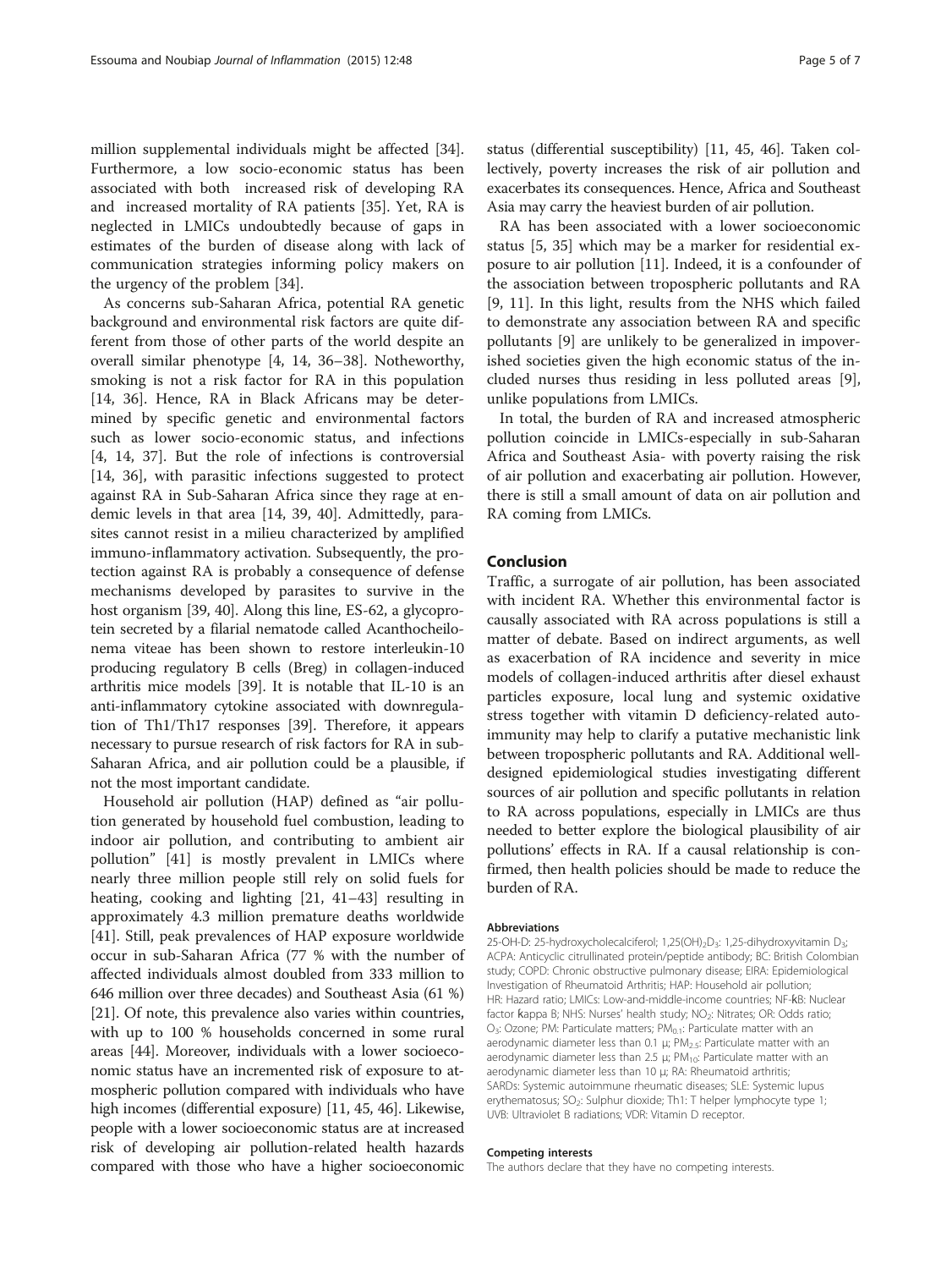million supplemental individuals might be affected [34]. Furthermore, a low socio-economic status has been associated with both increased risk of developing RA and increased mortality of RA patients [35]. Yet, RA is neglected in LMICs undoubtedly because of gaps in estimates of the burden of disease along with lack of communication strategies informing policy makers on the urgency of the problem [34].

As concerns sub-Saharan Africa, potential RA genetic background and environmental risk factors are quite different from those of other parts of the world despite an overall similar phenotype [4, 14, 36–38]. Notheworthy, smoking is not a risk factor for RA in this population [14, 36]. Hence, RA in Black Africans may be determined by specific genetic and environmental factors such as lower socio-economic status, and infections [4, 14, 37]. But the role of infections is controversial [14, 36], with parasitic infections suggested to protect against RA in Sub-Saharan Africa since they rage at endemic levels in that area [14, 39, 40]. Admittedly, parasites cannot resist in a milieu characterized by amplified immuno-inflammatory activation. Subsequently, the protection against RA is probably a consequence of defense mechanisms developed by parasites to survive in the host organism [39, 40]. Along this line, ES-62, a glycoprotein secreted by a filarial nematode called Acanthocheilonema viteae has been shown to restore interleukin-10 producing regulatory B cells (Breg) in collagen-induced arthritis mice models [39]. It is notable that IL-10 is an anti-inflammatory cytokine associated with downregulation of Th1/Th17 responses [39]. Therefore, it appears necessary to pursue research of risk factors for RA in sub-Saharan Africa, and air pollution could be a plausible, if not the most important candidate.

Household air pollution (HAP) defined as "air pollution generated by household fuel combustion, leading to indoor air pollution, and contributing to ambient air pollution" [41] is mostly prevalent in LMICs where nearly three million people still rely on solid fuels for heating, cooking and lighting [21, 41–43] resulting in approximately 4.3 million premature deaths worldwide [41]. Still, peak prevalences of HAP exposure worldwide occur in sub-Saharan Africa (77 % with the number of affected individuals almost doubled from 333 million to 646 million over three decades) and Southeast Asia (61 %) [21]. Of note, this prevalence also varies within countries, with up to 100 % households concerned in some rural areas [44]. Moreover, individuals with a lower socioeconomic status have an incremented risk of exposure to atmospheric pollution compared with individuals who have high incomes (differential exposure) [11, 45, 46]. Likewise, people with a lower socioeconomic status are at increased risk of developing air pollution-related health hazards compared with those who have a higher socioeconomic status (differential susceptibility) [11, 45, 46]. Taken collectively, poverty increases the risk of air pollution and exacerbates its consequences. Hence, Africa and Southeast Asia may carry the heaviest burden of air pollution.

RA has been associated with a lower socioeconomic status [5, 35] which may be a marker for residential exposure to air pollution [11]. Indeed, it is a confounder of the association between tropospheric pollutants and RA [9, 11]. In this light, results from the NHS which failed to demonstrate any association between RA and specific pollutants [9] are unlikely to be generalized in impoverished societies given the high economic status of the included nurses thus residing in less polluted areas [9], unlike populations from LMICs.

In total, the burden of RA and increased atmospheric pollution coincide in LMICs-especially in sub-Saharan Africa and Southeast Asia- with poverty raising the risk of air pollution and exacerbating air pollution. However, there is still a small amount of data on air pollution and RA coming from LMICs.

## Conclusion

Traffic, a surrogate of air pollution, has been associated with incident RA. Whether this environmental factor is causally associated with RA across populations is still a matter of debate. Based on indirect arguments, as well as exacerbation of RA incidence and severity in mice models of collagen-induced arthritis after diesel exhaust particles exposure, local lung and systemic oxidative stress together with vitamin D deficiency-related autoimmunity may help to clarify a putative mechanistic link between tropospheric pollutants and RA. Additional well-designed epidemiological studies investigating different sources of air pollution and specific pollutants in relation to RA across populations, especially in LMICs are thus needed to better explore the biological plausibility of air pollutions' effects in RA. If a causal relationship is confirmed, then health policies should be made to reduce the burden of RA.

#### Abbreviations

25-OH-D: 25-hydroxycholecalciferol; 1,25(OH)$_2$D$_3$: 1,25-dihydroxyvitamin D$_3$; ACPA: Anticyclic citrullinated protein/peptide antibody; BC: British Colombian study; COPD: Chronic obstructive pulmonary disease; EIRA: Epidemiological Investigation of Rheumatoid Arthritis; HAP: Household air pollution; HR: Hazard ratio; LMICs: Low-and-middle-income countries; NF-ĸB: Nuclear factor ƙappa B; NHS: Nurses' health study; $NO_2$: Nitrates; OR: Odds ratio; $O_3$: Ozone; PM: Particulate matters; $PM_{0.1}$: Particulate matter with an aerodynamic diameter less than 0.1 μ; $PM_{2.5}$: Particulate matter with an aerodynamic diameter less than 2.5 μ; $PM_{10}$: Particulate matter with an aerodynamic diameter less than 10 μ; RA: Rheumatoid arthritis; SARDs: Systemic autoimmune rheumatic diseases; SLE: Systemic lupus erythematosus; $SO_2$: Sulphur dioxide; Th1: T helper lymphocyte type 1; UVB: Ultraviolet B radiations; VDR: Vitamin D receptor.

#### Competing interests

The authors declare that they have no competing interests.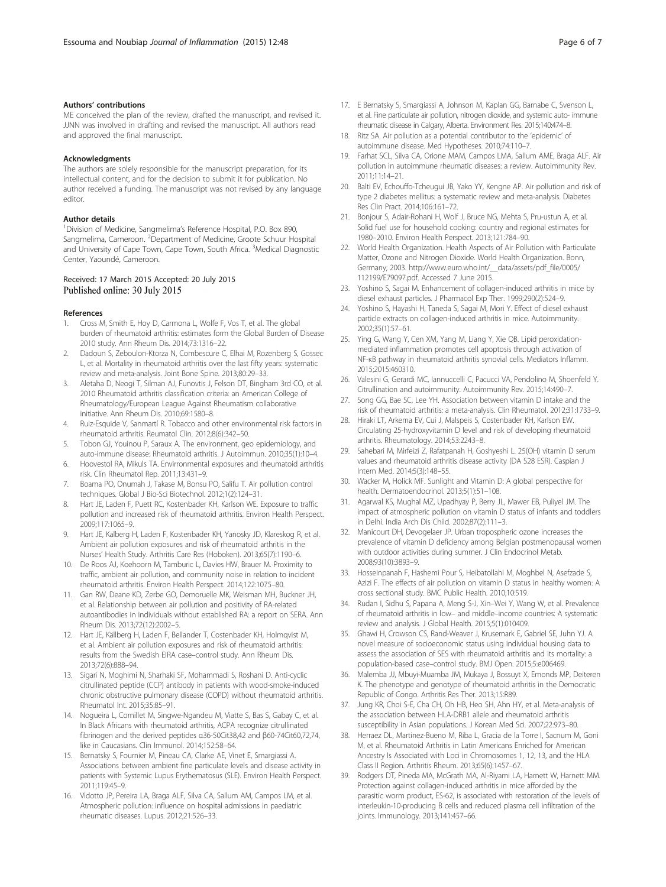### Authors' contributions

ME conceived the plan of the review, drafted the manuscript, and revised it. JJNN was involved in drafting and revised the manuscript. All authors read and approved the final manuscript.

### Acknowledgments

The authors are solely responsible for the manuscript preparation, for its intellectual content, and for the decision to submit it for publication. No author received a funding. The manuscript was not revised by any language editor.

### Author details

[1]Division of Medicine, Sangmelima's Reference Hospital, P.O. Box 890, Sangmelima, Cameroon. [2]Department of Medicine, Groote Schuur Hospital and University of Cape Town, Cape Town, South Africa. [3]Medical Diagnostic Center, Yaoundé, Cameroon.

Received: 17 March 2015 Accepted: 20 July 2015
Published online: 30 July 2015

### References

1. Cross M, Smith E, Hoy D, Carmona L, Wolfe F, Vos T, et al. The global burden of rheumatoid arthritis: estimates form the Global Burden of Disease 2010 study. Ann Rheum Dis. 2014;73:1316–22.
2. Dadoun S, Zeboulon-Ktorza N, Combescure C, Elhai M, Rozenberg S, Gossec L, et al. Mortality in rheumatoid arthritis over the last fifty years: systematic review and meta-analysis. Joint Bone Spine. 2013;80:29–33.
3. Aletaha D, Neogi T, Silman AJ, Funovtis J, Felson DT, Bingham 3rd CO, et al. 2010 Rheumatoid arthritis classification criteria: an American College of Rheumatology/European League Against Rheumatism collaborative initiative. Ann Rheum Dis. 2010;69:1580–8.
4. Ruiz-Esquide V, Sanmartí R. Tobacco and other environmental risk factors in rheumatoid arthritis. Reumatol Clin. 2012;8(6):342–50.
5. Tobon GJ, Youinou P, Saraux A. The environment, geo epidemiology, and auto-immune disease: Rheumatoid arthritis. J Autoimmun. 2010;35(1):10–4.
6. Hoovestol RA, Mikuls TA. Envirronmental exposures and rheumatoid arthritis risk. Clin Rheumatol Rep. 2011;13:431–9.
7. Boama PO, Onumah J, Takase M, Bonsu PO, Salifu T. Air pollution control techniques. Global J Bio-Sci Biotechnol. 2012;1(2):124–31.
8. Hart JE, Laden F, Puett RC, Kostenbader KH, Karlson WE. Exposure to traffic pollution and increased risk of rheumatoid arthritis. Environ Health Perspect. 2009;117:1065–9.
9. Hart JE, Kalberg H, Laden F, Kostenbader KH, Yanosky JD, Klareskog R, et al. Ambient air pollution exposures and risk of rheumatoid arthritis in the Nurses' Health Study. Arthritis Care Res (Hoboken). 2013;65(7):1190–6.
10. De Roos AJ, Koehoorn M, Tamburic L, Davies HW, Brauer M. Proximity to traffic, ambient air pollution, and community noise in relation to incident rheumatoid arthritis. Environ Health Perspect. 2014;122:1075–80.
11. Gan RW, Deane KD, Zerbe GO, Demoruelle MK, Weisman MH, Buckner JH, et al. Relationship between air pollution and positivity of RA-related autoantibodies in individuals without established RA: a report on SERA. Ann Rheum Dis. 2013;72(12):2002–5.
12. Hart JE, Källberg H, Laden F, Bellander T, Costenbader KH, Holmqvist M, et al. Ambient air pollution exposures and risk of rheumatoid arthritis: results from the Swedish EIRA case–control study. Ann Rheum Dis. 2013;72(6):888–94.
13. Sigari N, Moghimi N, Sharhaki SF, Mohammadi S, Roshani D. Anti-cyclic citrullinated peptide (CCP) antibody in patients with wood-smoke-induced chronic obstructive pulmonary disease (COPD) without rheumatoid arthritis. Rheumatol Int. 2015;35:85–91.
14. Nogueira L, Cornillet M, Singwe-Ngandeu M, Viatte S, Bas S, Gabay C, et al. In Black Africans with rheumatoid arthritis, ACPA recognize citrullinated fibrinogen and the derived peptides α36-50Cit38,42 and β60-74Cit60,72,74, like in Caucasians. Clin Immunol. 2014;152:58–64.
15. Bernatsky S, Fournier M, Pineau CA, Clarke AE, Vinet E, Smargiassi A. Associations between ambient fine particulate levels and disease activity in patients with Systemic Lupus Erythematosus (SLE). Environ Health Perspect. 2011;119:45–9.
16. Vidotto JP, Pereira LA, Braga ALF, Silva CA, Sallum AM, Campos LM, et al. Atmospheric pollution: influence on hospital admissions in paediatric rheumatic diseases. Lupus. 2012;21:526–33.
17. E Bernatsky S, Smargiassi A, Johnson M, Kaplan GG, Barnabe C, Svenson L, et al. Fine particulate air pollution, nitrogen dioxide, and systemic auto- immune rheumatic disease in Calgary, Alberta. Environment Res. 2015;140:474–8.
18. Ritz SA. Air pollution as a potential contributor to the 'epidemic' of autoimmune disease. Med Hypotheses. 2010;74:110–7.
19. Farhat SCL, Silva CA, Orione MAM, Campos LMA, Sallum AME, Braga ALF. Air pollution in autoimmune rheumatic diseases: a review. Autoimmunity Rev. 2011;11:14–21.
20. Balti EV, Echouffo-Tcheugui JB, Yako YY, Kengne AP. Air pollution and risk of type 2 diabetes mellitus: a systematic review and meta-analysis. Diabetes Res Clin Pract. 2014;106:161–72.
21. Bonjour S, Adair-Rohani H, Wolf J, Bruce NG, Mehta S, Pru-ustun A, et al. Solid fuel use for household cooking: country and regional estimates for 1980–2010. Environ Health Perspect. 2013;121:784–90.
22. World Health Organization. Health Aspects of Air Pollution with Particulate Matter, Ozone and Nitrogen Dioxide. World Health Organization. Bonn, Germany; 2003. http://www.euro.who.int/__data/assets/pdf_file/0005/112199/E79097.pdf. Accessed 7 June 2015.
23. Yoshino S, Sagai M. Enhancement of collagen-induced arthritis in mice by diesel exhaust particles. J Pharmacol Exp Ther. 1999;290(2):524–9.
24. Yoshino S, Hayashi H, Taneda S, Sagai M, Mori Y. Effect of diesel exhaust particle extracts on collagen-induced arthritis in mice. Autoimmunity. 2002;35(1):57–61.
25. Ying G, Wang Y, Cen XM, Yang M, Liang Y, Xie QB. Lipid peroxidation-mediated inflammation promotes cell apoptosis through activation of NF-κB pathway in rheumatoid arthritis synovial cells. Mediators Inflamm. 2015;2015:460310.
26. Valesini G, Gerardi MC, Iannuccelli C, Pacucci VA, Pendolino M, Shoenfeld Y. Citrullination and autoimmunity. Autoimmunity Rev. 2015;14:490–7.
27. Song GG, Bae SC, Lee YH. Association between vitamin D intake and the risk of rheumatoid arthritis: a meta-analysis. Clin Rheumatol. 2012;31:1733–9.
28. Hiraki LT, Arkema EV, Cui J, Malspeis S, Costenbader KH, Karlson EW. Circulating 25-hydroxyvitamin D level and risk of developing rheumatoid arthritis. Rheumatology. 2014;53:2243–8.
29. Sahebari M, Mirfeizi Z, Rafatpanah H, Goshyeshi L. 25(OH) vitamin D serum values and rheumatoid arthritis disease activity (DA S28 ESR). Caspian J Intern Med. 2014;5(3):148–55.
30. Wacker M, Holick MF. Sunlight and Vitamin D: A global perspective for health. Dermatoendocrinol. 2013;5(1):51–108.
31. Agarwal KS, Mughal MZ, Upadhyay P, Berry JL, Mawer EB, Puliyel JM. The impact of atmospheric pollution on vitamin D status of infants and toddlers in Delhi. India Arch Dis Child. 2002;87(2):111–3.
32. Manicourt DH, Devogelaer JP. Urban tropospheric ozone increases the prevalence of vitamin D deficiency among Belgian postmenopausal women with outdoor activities during summer. J Clin Endocrinol Metab. 2008;93(10):3893–9.
33. Hosseinpanah F, Hashemi Pour S, Heibatollahi M, Moghbel N, Asefzade S, Azizi F. The effects of air pollution on vitamin D status in healthy women: A cross sectional study. BMC Public Health. 2010;10:519.
34. Rudan I, Sidhu S, Papana A, Meng S-J, Xin–Wei Y, Wang W, et al. Prevalence of rheumatoid arthritis in low– and middle–income countries: A systematic review and analysis. J Global Health. 2015;5(1):010409.
35. Ghawi H, Crowson CS, Rand-Weaver J, Krusemark E, Gabriel SE, Juhn YJ. A novel measure of socioeconomic status using individual housing data to assess the association of SES with rheumatoid arthritis and its mortality: a population-based case–control study. BMJ Open. 2015;5:e006469.
36. Malemba JJ, Mbuyi-Muamba JM, Mukaya J, Bossuyt X, Emonds MP, Deiteren K. The phenotype and genotype of rheumatoid arthritis in the Democratic Republic of Congo. Arthritis Res Ther. 2013;15:R89.
37. Jung KR, Choi S-E, Cha CH, Oh HB, Heo SH, Ahn HY, et al. Meta-analysis of the association between HLA-DRB1 allele and rheumatoid arthritis susceptibility in Asian populations. J Korean Med Sci. 2007;22:973–80.
38. Herraez DL, Martinez-Bueno M, Riba L, Gracia de la Torre I, Sacnum M, Goni M, et al. Rheumatoid Arthritis in Latin Americans Enriched for American Ancestry Is Associated with Loci in Chromosomes 1, 12, 13, and the HLA Class II Region. Arthritis Rheum. 2013;65(6):1457–67.
39. Rodgers DT, Pineda MA, McGrath MA, Al-Riyami LA, Harnett W, Harnett MM. Protection against collagen-induced arthritis in mice afforded by the parasitic worm product, ES-62, is associated with restoration of the levels of interleukin-10-producing B cells and reduced plasma cell infiltration of the joints. Immunology. 2013;141:457–66.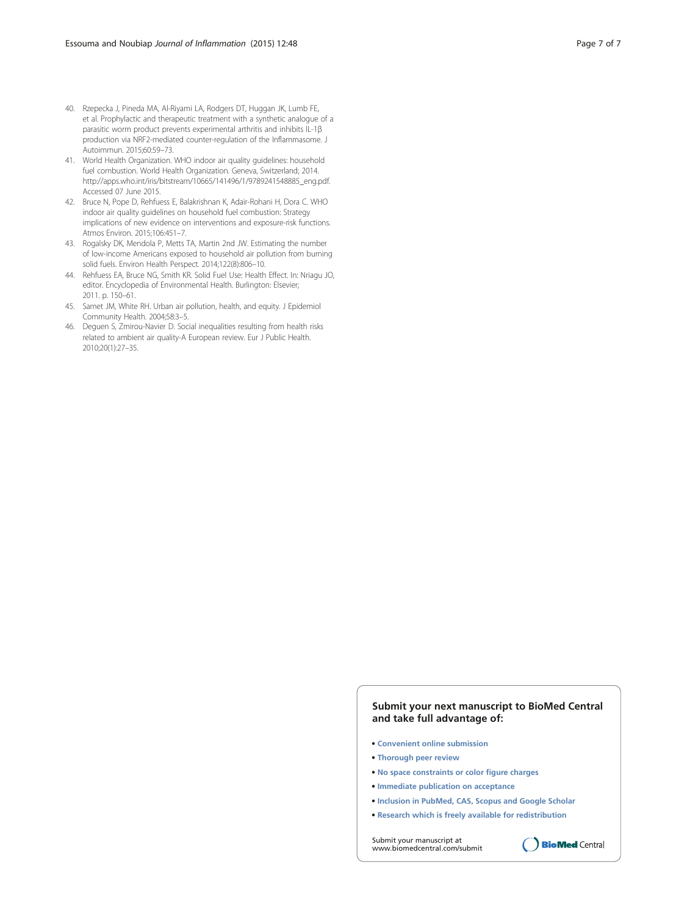40. Rzepecka J, Pineda MA, Al-Riyami LA, Rodgers DT, Huggan JK, Lumb FE, et al. Prophylactic and therapeutic treatment with a synthetic analogue of a parasitic worm product prevents experimental arthritis and inhibits IL-1β production via NRF2-mediated counter-regulation of the Inflammasome. J Autoimmun. 2015;60:59–73.
41. World Health Organization. WHO indoor air quality guidelines: household fuel combustion. World Health Organization. Geneva, Switzerland; 2014. http://apps.who.int/iris/bitstream/10665/141496/1/9789241548885_eng.pdf. Accessed 07 June 2015.
42. Bruce N, Pope D, Rehfuess E, Balakrishnan K, Adair-Rohani H, Dora C. WHO indoor air quality guidelines on household fuel combustion: Strategy implications of new evidence on interventions and exposure-risk functions. Atmos Environ. 2015;106:451–7.
43. Rogalsky DK, Mendola P, Metts TA, Martin 2nd JW. Estimating the number of low-income Americans exposed to household air pollution from burning solid fuels. Environ Health Perspect. 2014;122(8):806–10.
44. Rehfuess EA, Bruce NG, Smith KR. Solid Fuel Use: Health Effect. In: Nriagu JO, editor. Encyclopedia of Environmental Health. Burlington: Elsevier; 2011. p. 150–61.
45. Samet JM, White RH. Urban air pollution, health, and equity. J Epidemiol Community Health. 2004;58:3–5.
46. Deguen S, Zmirou-Navier D. Social inequalities resulting from health risks related to ambient air quality-A European review. Eur J Public Health. 2010;20(1):27–35.

**Submit your next manuscript to BioMed Central and take full advantage of:**

- **Convenient online submission**
- **Thorough peer review**
- **No space constraints or color figure charges**
- **Immediate publication on acceptance**
- **Inclusion in PubMed, CAS, Scopus and Google Scholar**
- **Research which is freely available for redistribution**

Submit your manuscript at
www.biomedcentral.com/submit

BioMed Central